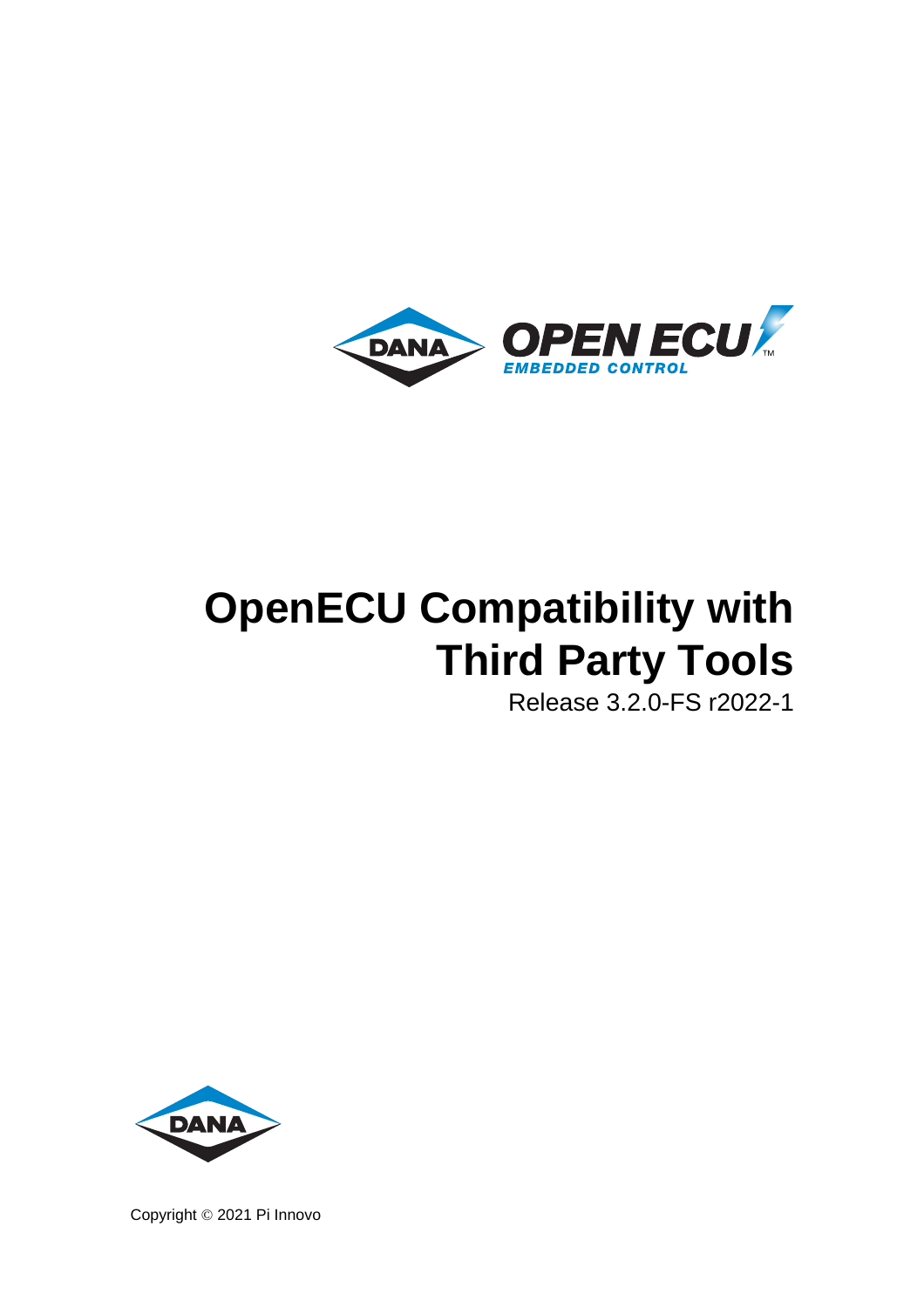# OpenECU Compatibility with Third Party Tools

Release 3.2.0-FS r2022-1

Copyright © 2021 Pi Innovo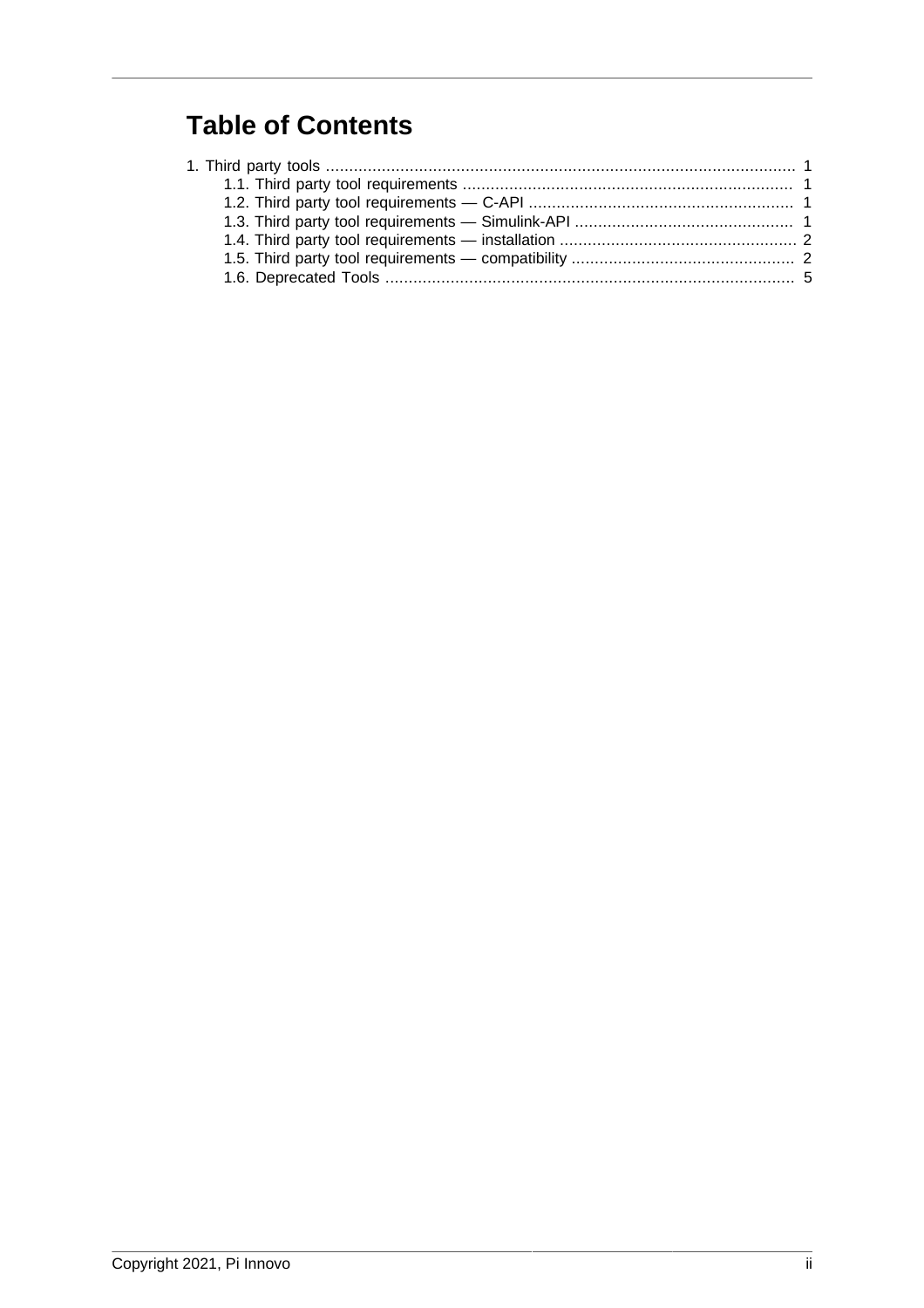# Table of Contents

1. Third party tools .................................................................................................... 1
   - 1.1. Third party tool requirements ...................................................................... 1
   - 1.2. Third party tool requirements — C-API ........................................................ 1
   - 1.3. Third party tool requirements — Simulink-API .............................................. 1
   - 1.4. Third party tool requirements — installation .................................................. 2
   - 1.5. Third party tool requirements — compatibility ............................................... 2
   - 1.6. Deprecated Tools ....................................................................................... 5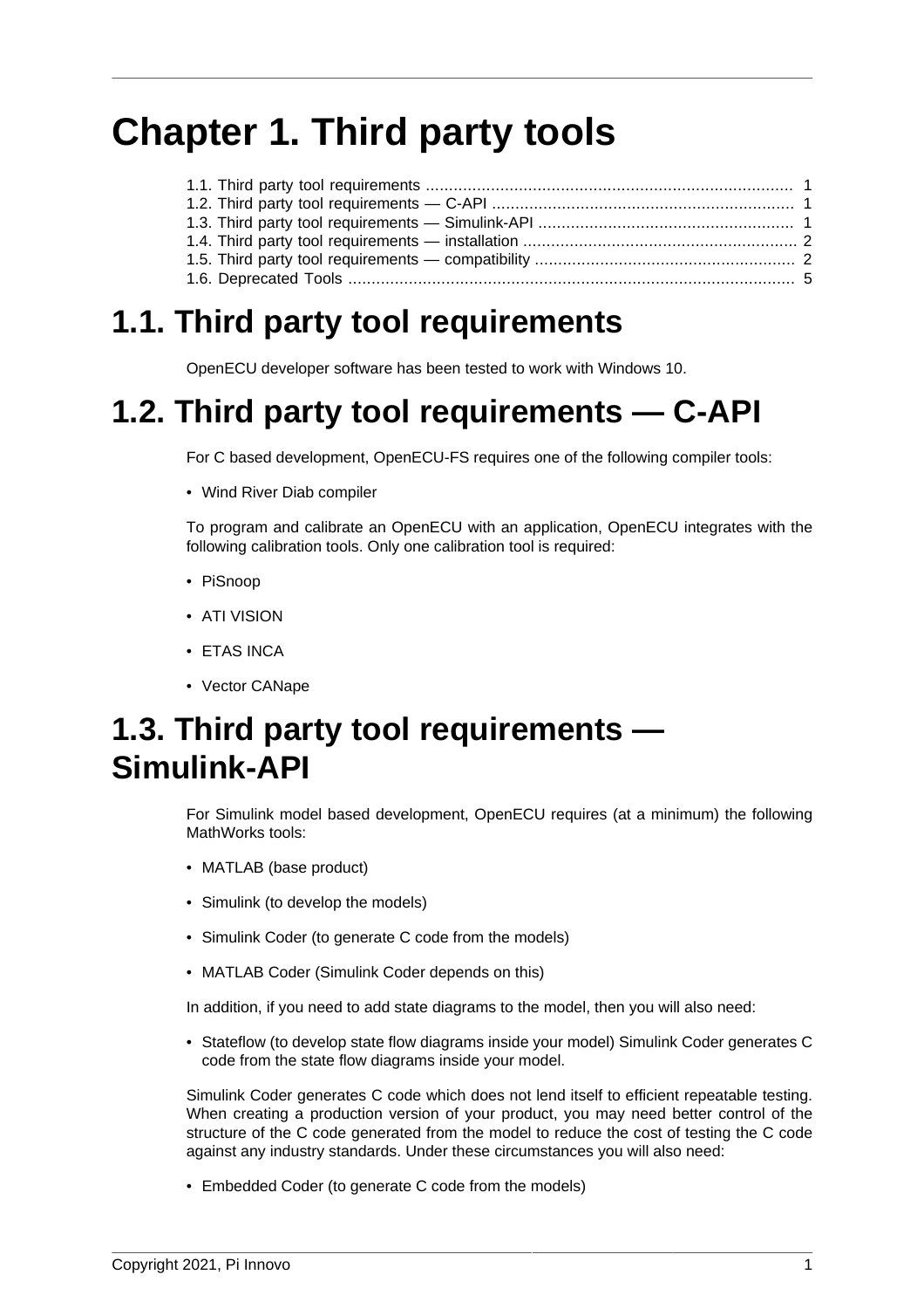# Chapter 1. Third party tools

1.1. Third party tool requirements ............................................................................. 1
1.2. Third party tool requirements — C-API ................................................................ 1
1.3. Third party tool requirements — Simulink-API ...................................................... 1
1.4. Third party tool requirements — installation .......................................................... 2
1.5. Third party tool requirements — compatibility ........................................................ 2
1.6. Deprecated Tools .............................................................................................. 5

## 1.1. Third party tool requirements

OpenECU developer software has been tested to work with Windows 10.

## 1.2. Third party tool requirements — C-API

For C based development, OpenECU-FS requires one of the following compiler tools:

- Wind River Diab compiler

To program and calibrate an OpenECU with an application, OpenECU integrates with the following calibration tools. Only one calibration tool is required:

- PiSnoop
- ATI VISION
- ETAS INCA
- Vector CANape

## 1.3. Third party tool requirements — Simulink-API

For Simulink model based development, OpenECU requires (at a minimum) the following MathWorks tools:

- MATLAB (base product)
- Simulink (to develop the models)
- Simulink Coder (to generate C code from the models)
- MATLAB Coder (Simulink Coder depends on this)

In addition, if you need to add state diagrams to the model, then you will also need:

- Stateflow (to develop state flow diagrams inside your model) Simulink Coder generates C code from the state flow diagrams inside your model.

Simulink Coder generates C code which does not lend itself to efficient repeatable testing. When creating a production version of your product, you may need better control of the structure of the C code generated from the model to reduce the cost of testing the C code against any industry standards. Under these circumstances you will also need:

- Embedded Coder (to generate C code from the models)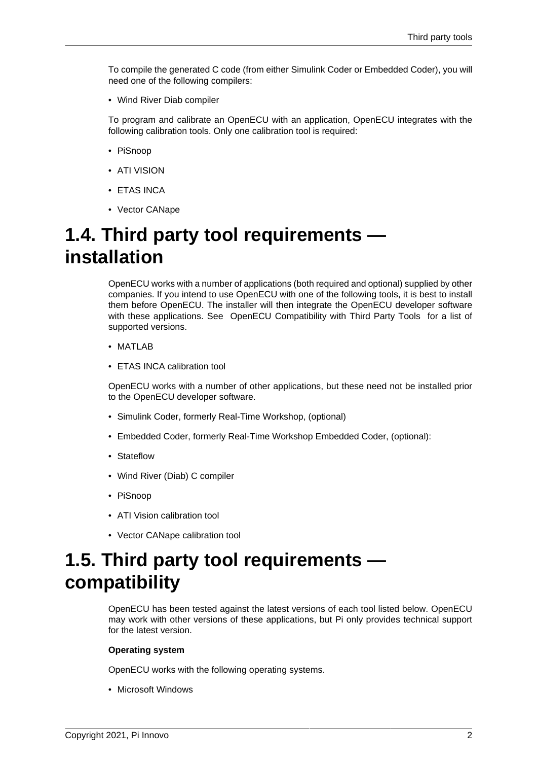To compile the generated C code (from either Simulink Coder or Embedded Coder), you will need one of the following compilers:

- Wind River Diab compiler

To program and calibrate an OpenECU with an application, OpenECU integrates with the following calibration tools. Only one calibration tool is required:

- PiSnoop
- ATI VISION
- ETAS INCA
- Vector CANape

# 1.4. Third party tool requirements — installation

OpenECU works with a number of applications (both required and optional) supplied by other companies. If you intend to use OpenECU with one of the following tools, it is best to install them before OpenECU. The installer will then integrate the OpenECU developer software with these applications. See OpenECU Compatibility with Third Party Tools for a list of supported versions.

- MATLAB
- ETAS INCA calibration tool

OpenECU works with a number of other applications, but these need not be installed prior to the OpenECU developer software.

- Simulink Coder, formerly Real-Time Workshop, (optional)
- Embedded Coder, formerly Real-Time Workshop Embedded Coder, (optional):
- Stateflow
- Wind River (Diab) C compiler
- PiSnoop
- ATI Vision calibration tool
- Vector CANape calibration tool

# 1.5. Third party tool requirements — compatibility

OpenECU has been tested against the latest versions of each tool listed below. OpenECU may work with other versions of these applications, but Pi only provides technical support for the latest version.

**Operating system**

OpenECU works with the following operating systems.

- Microsoft Windows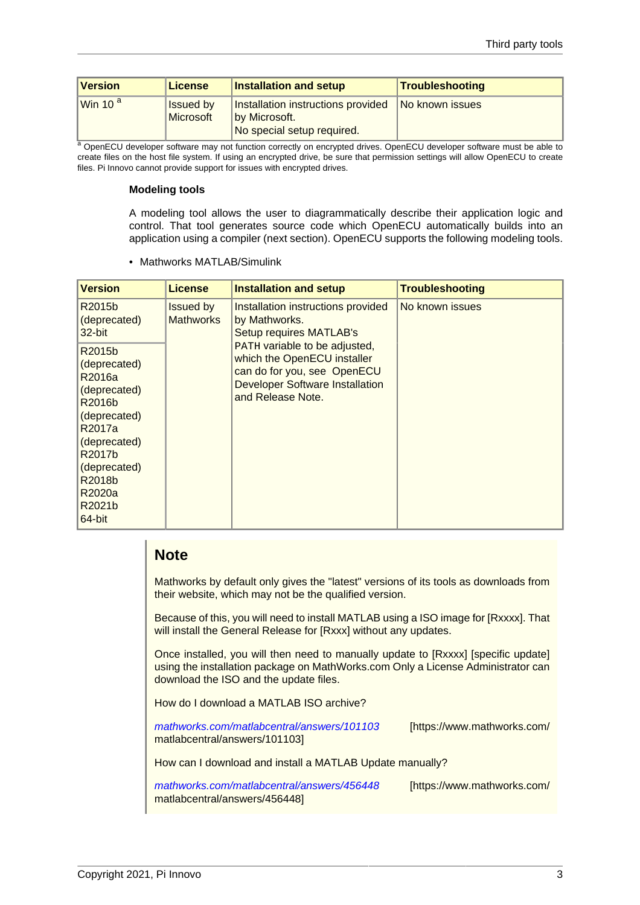| Version | License | Installation and setup | Troubleshooting |
|---|---|---|---|
| Win 10 [a] | Issued by Microsoft | Installation instructions provided by Microsoft. No special setup required. | No known issues |

[a] OpenECU developer software may not function correctly on encrypted drives. OpenECU developer software must be able to create files on the host file system. If using an encrypted drive, be sure that permission settings will allow OpenECU to create files. Pi Innovo cannot provide support for issues with encrypted drives.

**Modeling tools**

A modeling tool allows the user to diagrammatically describe their application logic and control. That tool generates source code which OpenECU automatically builds into an application using a compiler (next section). OpenECU supports the following modeling tools.

- Mathworks MATLAB/Simulink

| Version | License | Installation and setup | Troubleshooting |
|---|---|---|---|
| R2015b (deprecated) 32-bit | Issued by Mathworks | Installation instructions provided by Mathworks. Setup requires MATLAB's PATH variable to be adjusted, which the OpenECU installer can do for you, see OpenECU Developer Software Installation and Release Note. | No known issues |
| R2015b (deprecated) R2016a (deprecated) R2016b (deprecated) R2017a (deprecated) R2017b (deprecated) R2018b R2020a R2021b 64-bit | | | |

## Note

Mathworks by default only gives the "latest" versions of its tools as downloads from their website, which may not be the qualified version.

Because of this, you will need to install MATLAB using a ISO image for [Rxxxx]. That will install the General Release for [Rxxx] without any updates.

Once installed, you will then need to manually update to [Rxxxx] [specific update] using the installation package on MathWorks.com Only a License Administrator can download the ISO and the update files.

How do I download a MATLAB ISO archive?

*mathworks.com/matlabcentral/answers/101103* [https://www.mathworks.com/matlabcentral/answers/101103]

How can I download and install a MATLAB Update manually?

*mathworks.com/matlabcentral/answers/456448* [https://www.mathworks.com/matlabcentral/answers/456448]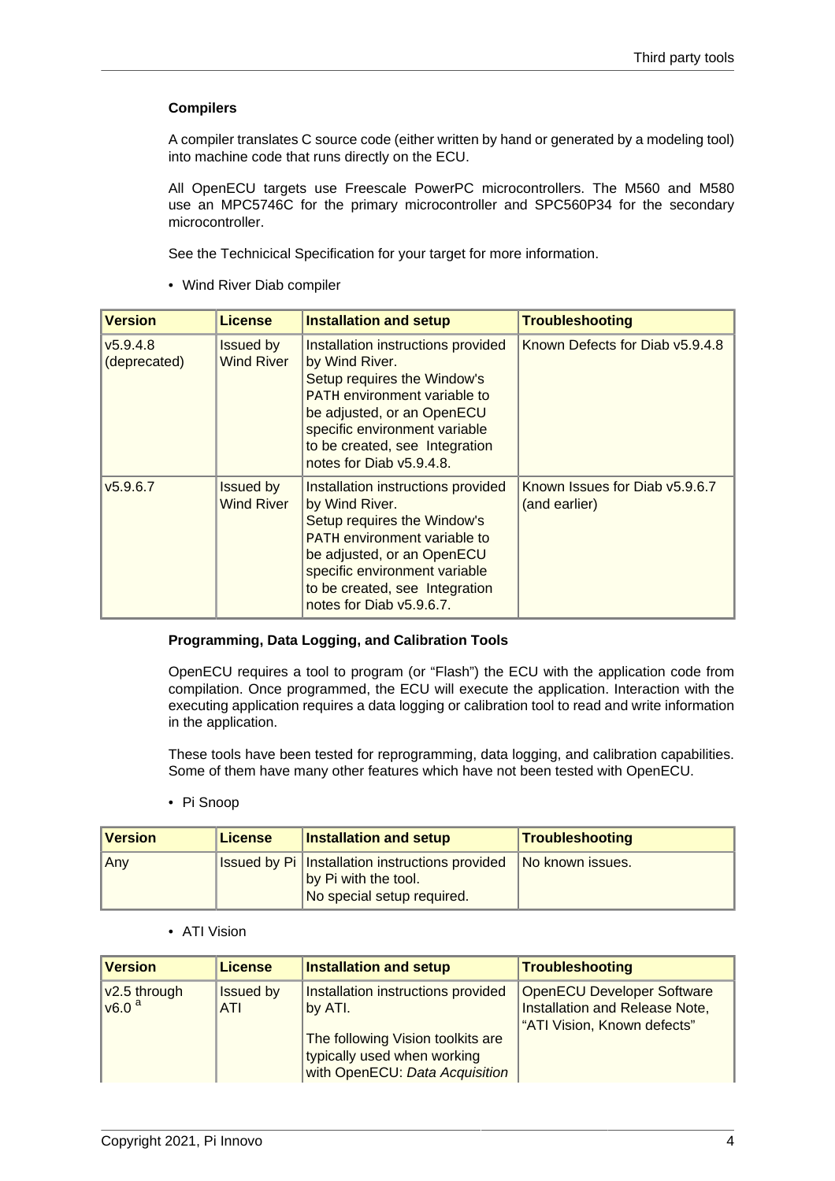### Compilers

A compiler translates C source code (either written by hand or generated by a modeling tool) into machine code that runs directly on the ECU.

All OpenECU targets use Freescale PowerPC microcontrollers. The M560 and M580 use an MPC5746C for the primary microcontroller and SPC560P34 for the secondary microcontroller.

See the Technicical Specification for your target for more information.

- Wind River Diab compiler

| Version | License | Installation and setup | Troubleshooting |
|---|---|---|---|
| v5.9.4.8 (deprecated) | Issued by Wind River | Installation instructions provided by Wind River. Setup requires the Window's PATH environment variable to be adjusted, or an OpenECU specific environment variable to be created, see Integration notes for Diab v5.9.4.8. | Known Defects for Diab v5.9.4.8 |
| v5.9.6.7 | Issued by Wind River | Installation instructions provided by Wind River. Setup requires the Window's PATH environment variable to be adjusted, or an OpenECU specific environment variable to be created, see Integration notes for Diab v5.9.6.7. | Known Issues for Diab v5.9.6.7 (and earlier) |

### Programming, Data Logging, and Calibration Tools

OpenECU requires a tool to program (or "Flash") the ECU with the application code from compilation. Once programmed, the ECU will execute the application. Interaction with the executing application requires a data logging or calibration tool to read and write information in the application.

These tools have been tested for reprogramming, data logging, and calibration capabilities. Some of them have many other features which have not been tested with OpenECU.

- Pi Snoop

| Version | License | Installation and setup | Troubleshooting |
|---|---|---|---|
| Any | Issued by Pi | Installation instructions provided by Pi with the tool. No special setup required. | No known issues. |

- ATI Vision

| Version | License | Installation and setup | Troubleshooting |
|---|---|---|---|
| v2.5 through v6.0 [a] | Issued by ATI | Installation instructions provided by ATI. The following Vision toolkits are typically used when working with OpenECU: *Data Acquisition* | OpenECU Developer Software Installation and Release Note, "ATI Vision, Known defects" |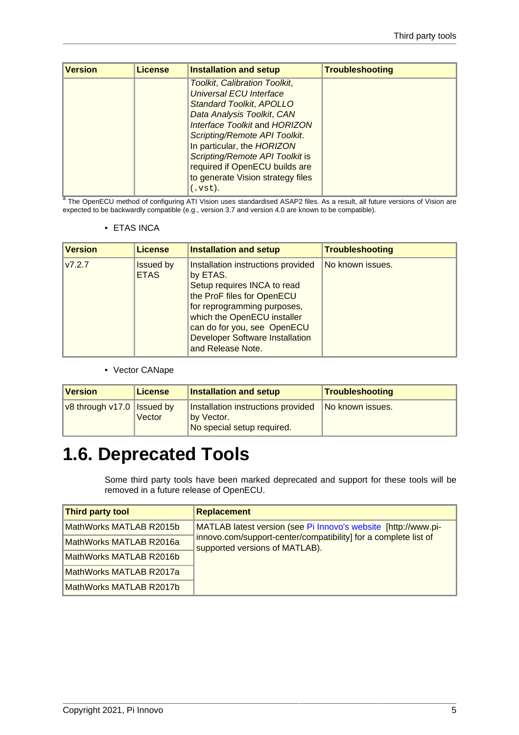| Version | License | Installation and setup | Troubleshooting |
|---|---|---|---|
| | | *Toolkit*, *Calibration Toolkit*, *Universal ECU Interface Standard Toolkit*, *APOLLO Data Analysis Toolkit*, *CAN Interface Toolkit* and *HORIZON Scripting/Remote API Toolkit*. In particular, the *HORIZON Scripting/Remote API Toolkit* is required if OpenECU builds are to generate Vision strategy files (`.vst`). | |

[a] The OpenECU method of configuring ATI Vision uses standardised ASAP2 files. As a result, all future versions of Vision are expected to be backwardly compatible (e.g., version 3.7 and version 4.0 are known to be compatible).

- ETAS INCA

| Version | License | Installation and setup | Troubleshooting |
|---|---|---|---|
| v7.2.7 | Issued by ETAS | Installation instructions provided by ETAS. Setup requires INCA to read the ProF files for OpenECU for reprogramming purposes, which the OpenECU installer can do for you, see OpenECU Developer Software Installation and Release Note. | No known issues. |

- Vector CANape

| Version | License | Installation and setup | Troubleshooting |
|---|---|---|---|
| v8 through v17.0 | Issued by Vector | Installation instructions provided by Vector. No special setup required. | No known issues. |

# 1.6. Deprecated Tools

Some third party tools have been marked deprecated and support for these tools will be removed in a future release of OpenECU.

| Third party tool | Replacement |
|---|---|
| MathWorks MATLAB R2015b | MATLAB latest version (see Pi Innovo's website [http://www.pi-innovo.com/support-center/compatibility] for a complete list of supported versions of MATLAB). |
| MathWorks MATLAB R2016a | |
| MathWorks MATLAB R2016b | |
| MathWorks MATLAB R2017a | |
| MathWorks MATLAB R2017b | |